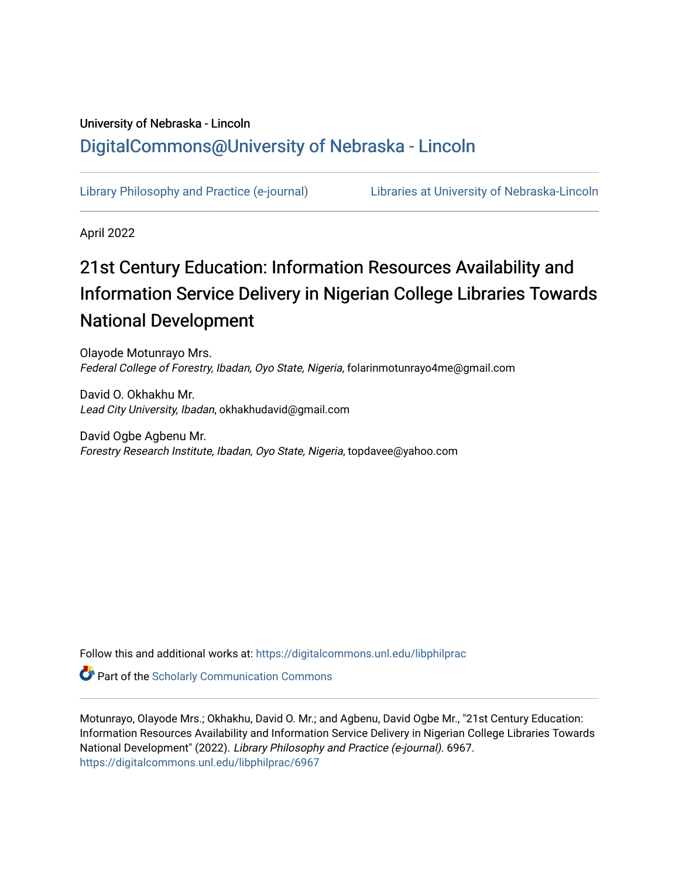University of Nebraska - Lincoln

DigitalCommons@University of Nebraska - Lincoln

Library Philosophy and Practice (e-journal)

Libraries at University of Nebraska-Lincoln

April 2022

# 21st Century Education: Information Resources Availability and Information Service Delivery in Nigerian College Libraries Towards National Development

Olayode Motunrayo Mrs.
*Federal College of Forestry, Ibadan, Oyo State, Nigeria*, folarinmotunrayo4me@gmail.com

David O. Okhakhu Mr.
*Lead City University, Ibadan*, okhakhudavid@gmail.com

David Ogbe Agbenu Mr.
*Forestry Research Institute, Ibadan, Oyo State, Nigeria*, topdavee@yahoo.com

Follow this and additional works at: https://digitalcommons.unl.edu/libphilprac

Part of the Scholarly Communication Commons

Motunrayo, Olayode Mrs.; Okhakhu, David O. Mr.; and Agbenu, David Ogbe Mr., "21st Century Education: Information Resources Availability and Information Service Delivery in Nigerian College Libraries Towards National Development" (2022). *Library Philosophy and Practice (e-journal)*. 6967.
https://digitalcommons.unl.edu/libphilprac/6967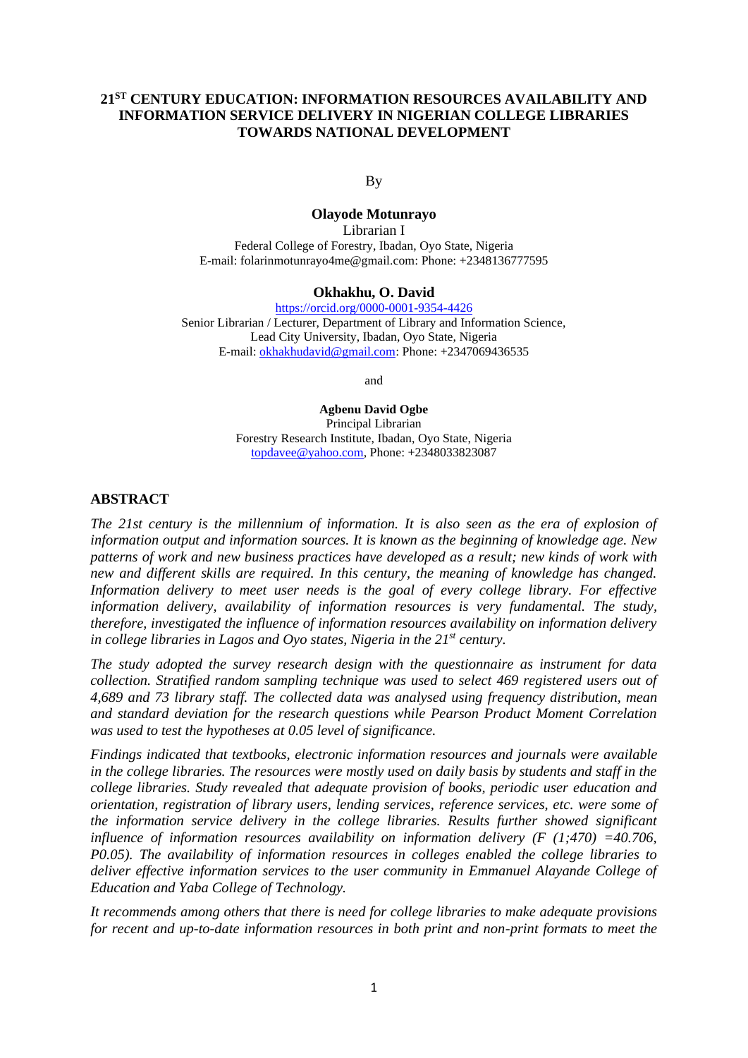# 21ST CENTURY EDUCATION: INFORMATION RESOURCES AVAILABILITY AND INFORMATION SERVICE DELIVERY IN NIGERIAN COLLEGE LIBRARIES TOWARDS NATIONAL DEVELOPMENT

By

**Olayode Motunrayo**
Librarian I
Federal College of Forestry, Ibadan, Oyo State, Nigeria
E-mail: folarinmotunrayo4me@gmail.com: Phone: +2348136777595

**Okhakhu, O. David**
https://orcid.org/0000-0001-9354-4426
Senior Librarian / Lecturer, Department of Library and Information Science,
Lead City University, Ibadan, Oyo State, Nigeria
E-mail: okhakhudavid@gmail.com: Phone: +2347069436535

and

**Agbenu David Ogbe**
Principal Librarian
Forestry Research Institute, Ibadan, Oyo State, Nigeria
topdavee@yahoo.com, Phone: +2348033823087

## ABSTRACT

*The 21st century is the millennium of information. It is also seen as the era of explosion of information output and information sources. It is known as the beginning of knowledge age. New patterns of work and new business practices have developed as a result; new kinds of work with new and different skills are required. In this century, the meaning of knowledge has changed. Information delivery to meet user needs is the goal of every college library. For effective information delivery, availability of information resources is very fundamental. The study, therefore, investigated the influence of information resources availability on information delivery in college libraries in Lagos and Oyo states, Nigeria in the 21st century.*

*The study adopted the survey research design with the questionnaire as instrument for data collection. Stratified random sampling technique was used to select 469 registered users out of 4,689 and 73 library staff. The collected data was analysed using frequency distribution, mean and standard deviation for the research questions while Pearson Product Moment Correlation was used to test the hypotheses at 0.05 level of significance.*

*Findings indicated that textbooks, electronic information resources and journals were available in the college libraries. The resources were mostly used on daily basis by students and staff in the college libraries. Study revealed that adequate provision of books, periodic user education and orientation, registration of library users, lending services, reference services, etc. were some of the information service delivery in the college libraries. Results further showed significant influence of information resources availability on information delivery ($F(1;470) = 40.706$, $P0.05$). The availability of information resources in colleges enabled the college libraries to deliver effective information services to the user community in Emmanuel Alayande College of Education and Yaba College of Technology.*

*It recommends among others that there is need for college libraries to make adequate provisions for recent and up-to-date information resources in both print and non-print formats to meet the*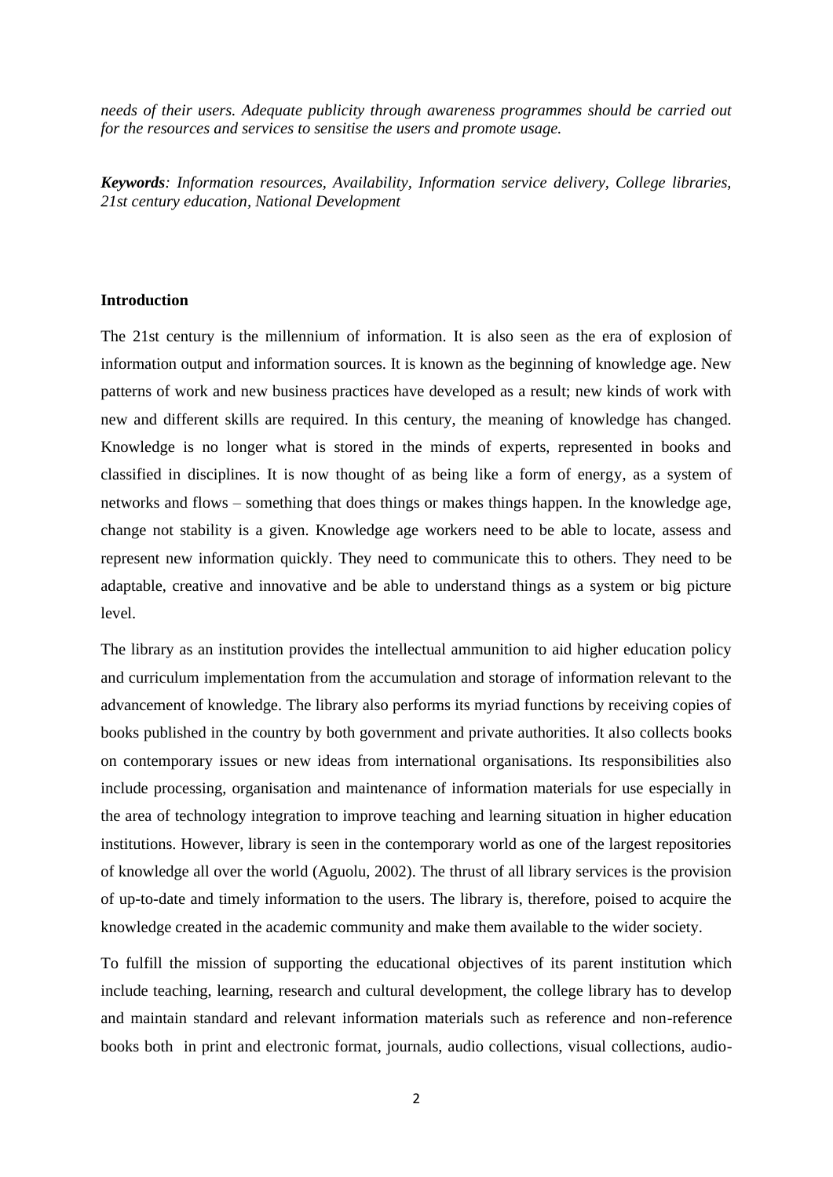*needs of their users. Adequate publicity through awareness programmes should be carried out for the resources and services to sensitise the users and promote usage.*

***Keywords**: Information resources, Availability, Information service delivery, College libraries, 21st century education, National Development*

**Introduction**

The 21st century is the millennium of information. It is also seen as the era of explosion of information output and information sources. It is known as the beginning of knowledge age. New patterns of work and new business practices have developed as a result; new kinds of work with new and different skills are required. In this century, the meaning of knowledge has changed. Knowledge is no longer what is stored in the minds of experts, represented in books and classified in disciplines. It is now thought of as being like a form of energy, as a system of networks and flows – something that does things or makes things happen. In the knowledge age, change not stability is a given. Knowledge age workers need to be able to locate, assess and represent new information quickly. They need to communicate this to others. They need to be adaptable, creative and innovative and be able to understand things as a system or big picture level.

The library as an institution provides the intellectual ammunition to aid higher education policy and curriculum implementation from the accumulation and storage of information relevant to the advancement of knowledge. The library also performs its myriad functions by receiving copies of books published in the country by both government and private authorities. It also collects books on contemporary issues or new ideas from international organisations. Its responsibilities also include processing, organisation and maintenance of information materials for use especially in the area of technology integration to improve teaching and learning situation in higher education institutions. However, library is seen in the contemporary world as one of the largest repositories of knowledge all over the world (Aguolu, 2002). The thrust of all library services is the provision of up-to-date and timely information to the users. The library is, therefore, poised to acquire the knowledge created in the academic community and make them available to the wider society.

To fulfill the mission of supporting the educational objectives of its parent institution which include teaching, learning, research and cultural development, the college library has to develop and maintain standard and relevant information materials such as reference and non-reference books both in print and electronic format, journals, audio collections, visual collections, audio-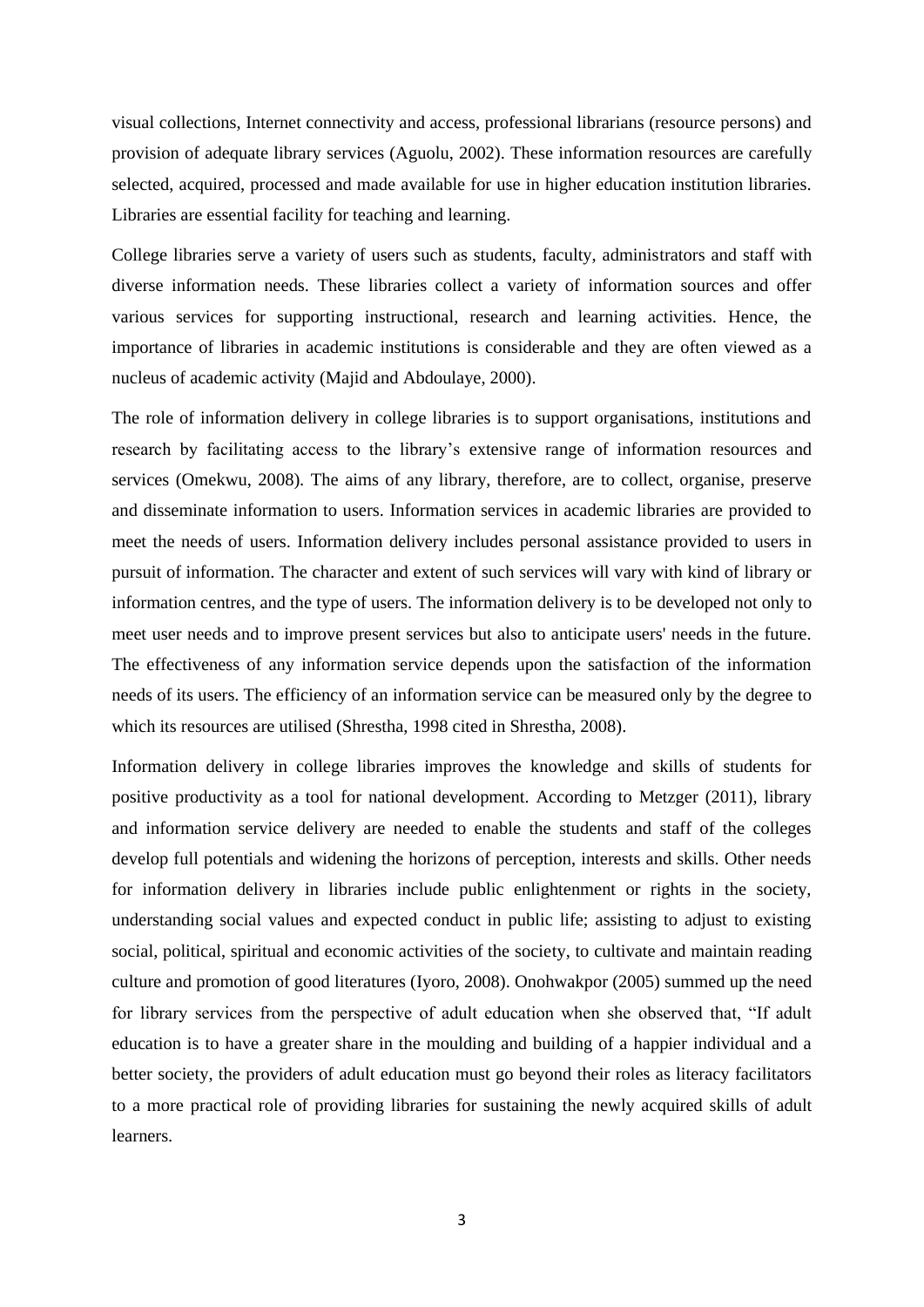visual collections, Internet connectivity and access, professional librarians (resource persons) and provision of adequate library services (Aguolu, 2002). These information resources are carefully selected, acquired, processed and made available for use in higher education institution libraries. Libraries are essential facility for teaching and learning.

College libraries serve a variety of users such as students, faculty, administrators and staff with diverse information needs. These libraries collect a variety of information sources and offer various services for supporting instructional, research and learning activities. Hence, the importance of libraries in academic institutions is considerable and they are often viewed as a nucleus of academic activity (Majid and Abdoulaye, 2000).

The role of information delivery in college libraries is to support organisations, institutions and research by facilitating access to the library's extensive range of information resources and services (Omekwu, 2008). The aims of any library, therefore, are to collect, organise, preserve and disseminate information to users. Information services in academic libraries are provided to meet the needs of users. Information delivery includes personal assistance provided to users in pursuit of information. The character and extent of such services will vary with kind of library or information centres, and the type of users. The information delivery is to be developed not only to meet user needs and to improve present services but also to anticipate users' needs in the future. The effectiveness of any information service depends upon the satisfaction of the information needs of its users. The efficiency of an information service can be measured only by the degree to which its resources are utilised (Shrestha, 1998 cited in Shrestha, 2008).

Information delivery in college libraries improves the knowledge and skills of students for positive productivity as a tool for national development. According to Metzger (2011), library and information service delivery are needed to enable the students and staff of the colleges develop full potentials and widening the horizons of perception, interests and skills. Other needs for information delivery in libraries include public enlightenment or rights in the society, understanding social values and expected conduct in public life; assisting to adjust to existing social, political, spiritual and economic activities of the society, to cultivate and maintain reading culture and promotion of good literatures (Iyoro, 2008). Onohwakpor (2005) summed up the need for library services from the perspective of adult education when she observed that, "If adult education is to have a greater share in the moulding and building of a happier individual and a better society, the providers of adult education must go beyond their roles as literacy facilitators to a more practical role of providing libraries for sustaining the newly acquired skills of adult learners.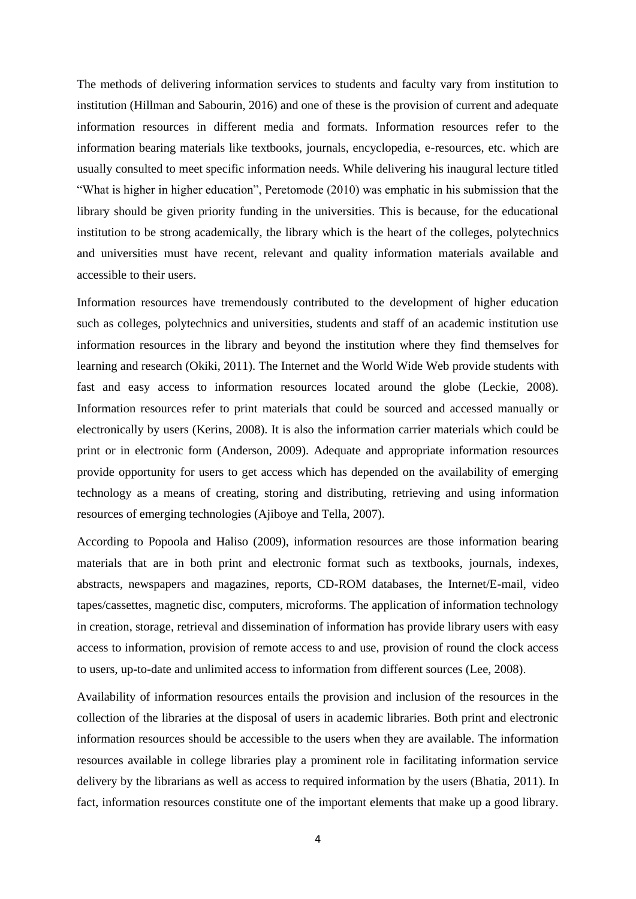The methods of delivering information services to students and faculty vary from institution to institution (Hillman and Sabourin, 2016) and one of these is the provision of current and adequate information resources in different media and formats. Information resources refer to the information bearing materials like textbooks, journals, encyclopedia, e-resources, etc. which are usually consulted to meet specific information needs. While delivering his inaugural lecture titled "What is higher in higher education", Peretomode (2010) was emphatic in his submission that the library should be given priority funding in the universities. This is because, for the educational institution to be strong academically, the library which is the heart of the colleges, polytechnics and universities must have recent, relevant and quality information materials available and accessible to their users.

Information resources have tremendously contributed to the development of higher education such as colleges, polytechnics and universities, students and staff of an academic institution use information resources in the library and beyond the institution where they find themselves for learning and research (Okiki, 2011). The Internet and the World Wide Web provide students with fast and easy access to information resources located around the globe (Leckie, 2008). Information resources refer to print materials that could be sourced and accessed manually or electronically by users (Kerins, 2008). It is also the information carrier materials which could be print or in electronic form (Anderson, 2009). Adequate and appropriate information resources provide opportunity for users to get access which has depended on the availability of emerging technology as a means of creating, storing and distributing, retrieving and using information resources of emerging technologies (Ajiboye and Tella, 2007).

According to Popoola and Haliso (2009), information resources are those information bearing materials that are in both print and electronic format such as textbooks, journals, indexes, abstracts, newspapers and magazines, reports, CD-ROM databases, the Internet/E-mail, video tapes/cassettes, magnetic disc, computers, microforms. The application of information technology in creation, storage, retrieval and dissemination of information has provide library users with easy access to information, provision of remote access to and use, provision of round the clock access to users, up-to-date and unlimited access to information from different sources (Lee, 2008).

Availability of information resources entails the provision and inclusion of the resources in the collection of the libraries at the disposal of users in academic libraries. Both print and electronic information resources should be accessible to the users when they are available. The information resources available in college libraries play a prominent role in facilitating information service delivery by the librarians as well as access to required information by the users (Bhatia, 2011). In fact, information resources constitute one of the important elements that make up a good library.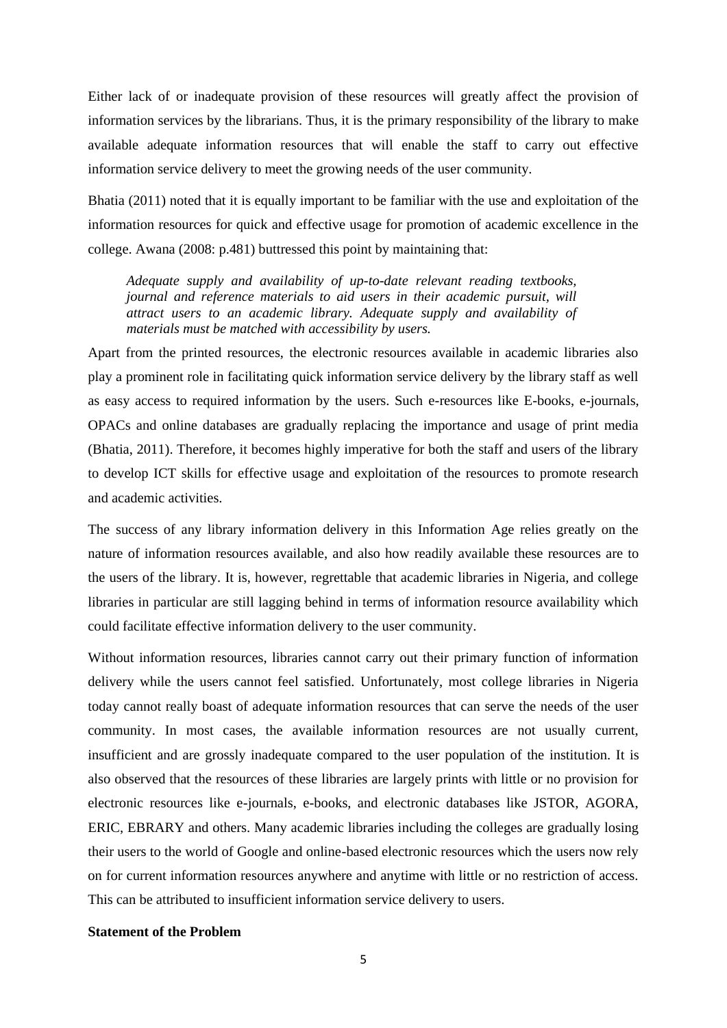Either lack of or inadequate provision of these resources will greatly affect the provision of information services by the librarians. Thus, it is the primary responsibility of the library to make available adequate information resources that will enable the staff to carry out effective information service delivery to meet the growing needs of the user community.

Bhatia (2011) noted that it is equally important to be familiar with the use and exploitation of the information resources for quick and effective usage for promotion of academic excellence in the college. Awana (2008: p.481) buttressed this point by maintaining that:

> *Adequate supply and availability of up-to-date relevant reading textbooks, journal and reference materials to aid users in their academic pursuit, will attract users to an academic library. Adequate supply and availability of materials must be matched with accessibility by users.*

Apart from the printed resources, the electronic resources available in academic libraries also play a prominent role in facilitating quick information service delivery by the library staff as well as easy access to required information by the users. Such e-resources like E-books, e-journals, OPACs and online databases are gradually replacing the importance and usage of print media (Bhatia, 2011). Therefore, it becomes highly imperative for both the staff and users of the library to develop ICT skills for effective usage and exploitation of the resources to promote research and academic activities.

The success of any library information delivery in this Information Age relies greatly on the nature of information resources available, and also how readily available these resources are to the users of the library. It is, however, regrettable that academic libraries in Nigeria, and college libraries in particular are still lagging behind in terms of information resource availability which could facilitate effective information delivery to the user community.

Without information resources, libraries cannot carry out their primary function of information delivery while the users cannot feel satisfied. Unfortunately, most college libraries in Nigeria today cannot really boast of adequate information resources that can serve the needs of the user community. In most cases, the available information resources are not usually current, insufficient and are grossly inadequate compared to the user population of the institution. It is also observed that the resources of these libraries are largely prints with little or no provision for electronic resources like e-journals, e-books, and electronic databases like JSTOR, AGORA, ERIC, EBRARY and others. Many academic libraries including the colleges are gradually losing their users to the world of Google and online-based electronic resources which the users now rely on for current information resources anywhere and anytime with little or no restriction of access. This can be attributed to insufficient information service delivery to users.

**Statement of the Problem**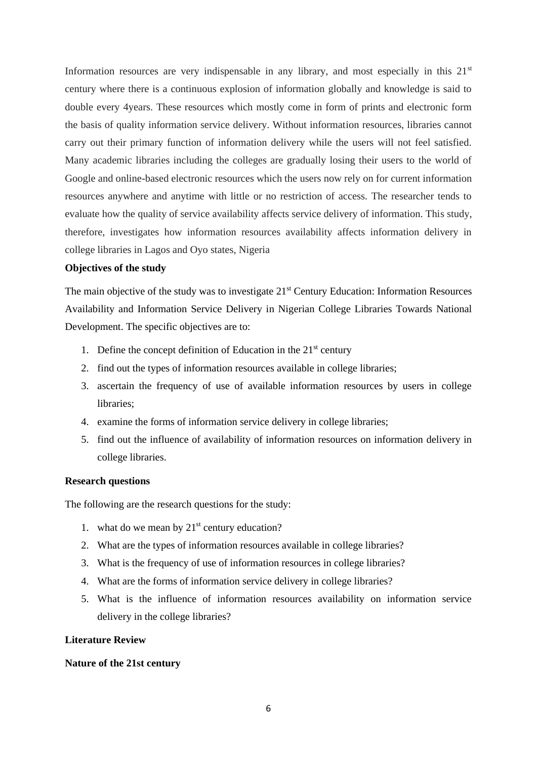Information resources are very indispensable in any library, and most especially in this 21st century where there is a continuous explosion of information globally and knowledge is said to double every 4years. These resources which mostly come in form of prints and electronic form the basis of quality information service delivery. Without information resources, libraries cannot carry out their primary function of information delivery while the users will not feel satisfied. Many academic libraries including the colleges are gradually losing their users to the world of Google and online-based electronic resources which the users now rely on for current information resources anywhere and anytime with little or no restriction of access. The researcher tends to evaluate how the quality of service availability affects service delivery of information. This study, therefore, investigates how information resources availability affects information delivery in college libraries in Lagos and Oyo states, Nigeria

**Objectives of the study**

The main objective of the study was to investigate 21st Century Education: Information Resources Availability and Information Service Delivery in Nigerian College Libraries Towards National Development. The specific objectives are to:

1. Define the concept definition of Education in the 21st century
2. find out the types of information resources available in college libraries;
3. ascertain the frequency of use of available information resources by users in college libraries;
4. examine the forms of information service delivery in college libraries;
5. find out the influence of availability of information resources on information delivery in college libraries.

**Research questions**

The following are the research questions for the study:

1. what do we mean by 21st century education?
2. What are the types of information resources available in college libraries?
3. What is the frequency of use of information resources in college libraries?
4. What are the forms of information service delivery in college libraries?
5. What is the influence of information resources availability on information service delivery in the college libraries?

**Literature Review**

**Nature of the 21st century**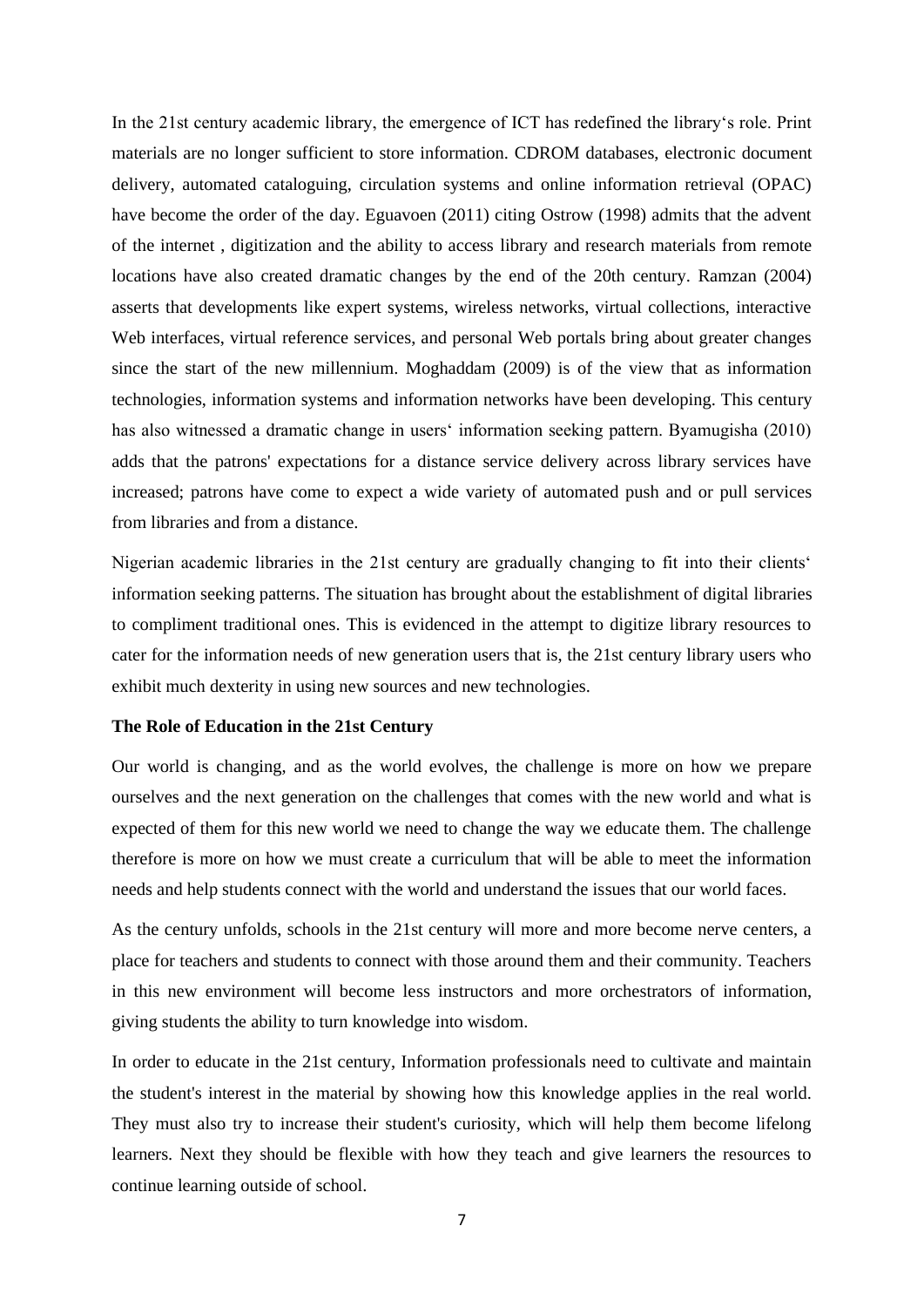In the 21st century academic library, the emergence of ICT has redefined the library‘s role. Print materials are no longer sufficient to store information. CDROM databases, electronic document delivery, automated cataloguing, circulation systems and online information retrieval (OPAC) have become the order of the day. Eguavoen (2011) citing Ostrow (1998) admits that the advent of the internet , digitization and the ability to access library and research materials from remote locations have also created dramatic changes by the end of the 20th century. Ramzan (2004) asserts that developments like expert systems, wireless networks, virtual collections, interactive Web interfaces, virtual reference services, and personal Web portals bring about greater changes since the start of the new millennium. Moghaddam (2009) is of the view that as information technologies, information systems and information networks have been developing. This century has also witnessed a dramatic change in users‘ information seeking pattern. Byamugisha (2010) adds that the patrons' expectations for a distance service delivery across library services have increased; patrons have come to expect a wide variety of automated push and or pull services from libraries and from a distance.

Nigerian academic libraries in the 21st century are gradually changing to fit into their clients‘ information seeking patterns. The situation has brought about the establishment of digital libraries to compliment traditional ones. This is evidenced in the attempt to digitize library resources to cater for the information needs of new generation users that is, the 21st century library users who exhibit much dexterity in using new sources and new technologies.

**The Role of Education in the 21st Century**

Our world is changing, and as the world evolves, the challenge is more on how we prepare ourselves and the next generation on the challenges that comes with the new world and what is expected of them for this new world we need to change the way we educate them. The challenge therefore is more on how we must create a curriculum that will be able to meet the information needs and help students connect with the world and understand the issues that our world faces.

As the century unfolds, schools in the 21st century will more and more become nerve centers, a place for teachers and students to connect with those around them and their community. Teachers in this new environment will become less instructors and more orchestrators of information, giving students the ability to turn knowledge into wisdom.

In order to educate in the 21st century, Information professionals need to cultivate and maintain the student's interest in the material by showing how this knowledge applies in the real world. They must also try to increase their student's curiosity, which will help them become lifelong learners. Next they should be flexible with how they teach and give learners the resources to continue learning outside of school.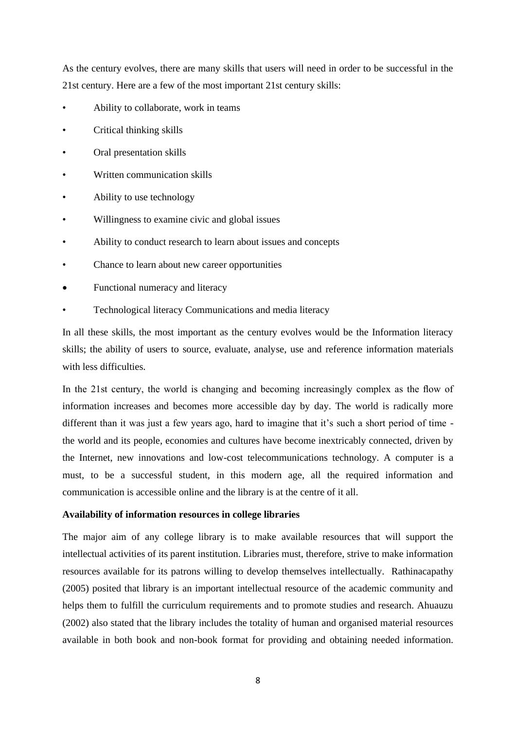As the century evolves, there are many skills that users will need in order to be successful in the 21st century. Here are a few of the most important 21st century skills:

- Ability to collaborate, work in teams
- Critical thinking skills
- Oral presentation skills
- Written communication skills
- Ability to use technology
- Willingness to examine civic and global issues
- Ability to conduct research to learn about issues and concepts
- Chance to learn about new career opportunities
- Functional numeracy and literacy
- Technological literacy Communications and media literacy

In all these skills, the most important as the century evolves would be the Information literacy skills; the ability of users to source, evaluate, analyse, use and reference information materials with less difficulties.

In the 21st century, the world is changing and becoming increasingly complex as the flow of information increases and becomes more accessible day by day. The world is radically more different than it was just a few years ago, hard to imagine that it's such a short period of time - the world and its people, economies and cultures have become inextricably connected, driven by the Internet, new innovations and low-cost telecommunications technology. A computer is a must, to be a successful student, in this modern age, all the required information and communication is accessible online and the library is at the centre of it all.

**Availability of information resources in college libraries**

The major aim of any college library is to make available resources that will support the intellectual activities of its parent institution. Libraries must, therefore, strive to make information resources available for its patrons willing to develop themselves intellectually. Rathinacapathy (2005) posited that library is an important intellectual resource of the academic community and helps them to fulfill the curriculum requirements and to promote studies and research. Ahuauzu (2002) also stated that the library includes the totality of human and organised material resources available in both book and non-book format for providing and obtaining needed information.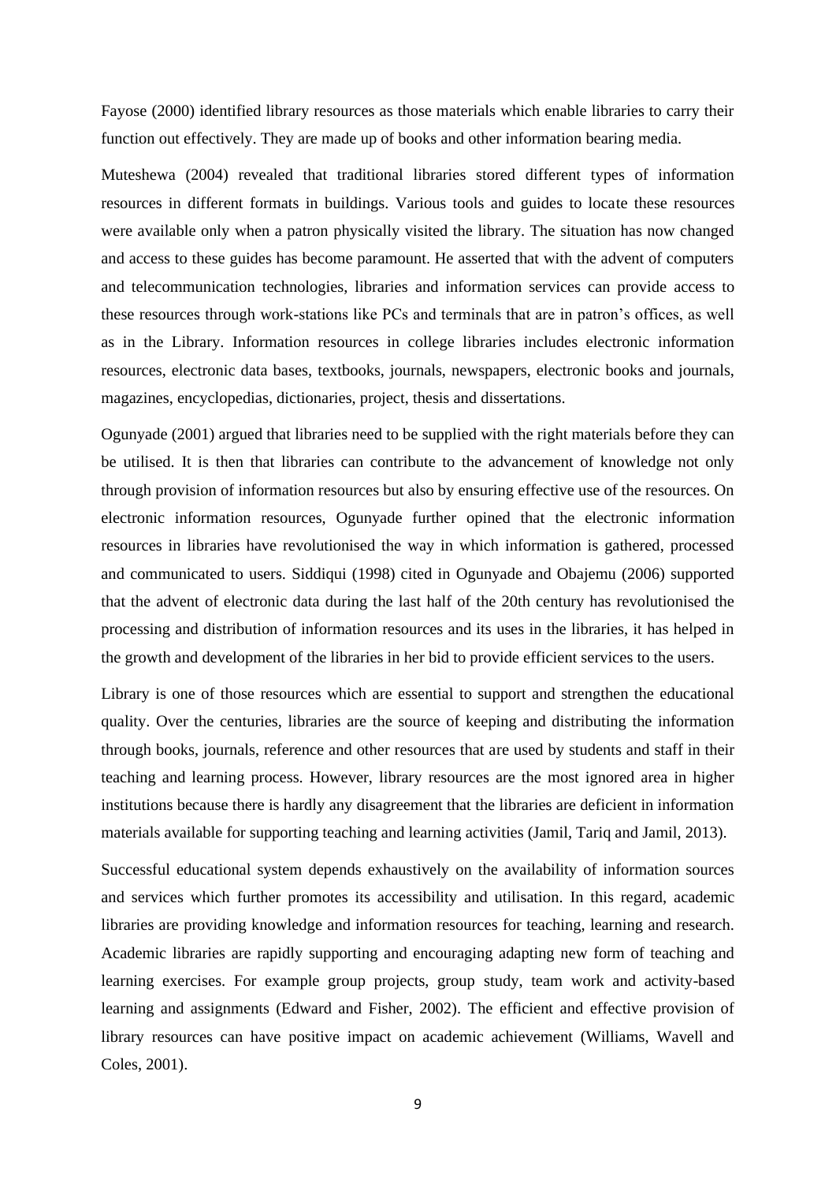Fayose (2000) identified library resources as those materials which enable libraries to carry their function out effectively. They are made up of books and other information bearing media.

Muteshewa (2004) revealed that traditional libraries stored different types of information resources in different formats in buildings. Various tools and guides to locate these resources were available only when a patron physically visited the library. The situation has now changed and access to these guides has become paramount. He asserted that with the advent of computers and telecommunication technologies, libraries and information services can provide access to these resources through work-stations like PCs and terminals that are in patron's offices, as well as in the Library. Information resources in college libraries includes electronic information resources, electronic data bases, textbooks, journals, newspapers, electronic books and journals, magazines, encyclopedias, dictionaries, project, thesis and dissertations.

Ogunyade (2001) argued that libraries need to be supplied with the right materials before they can be utilised. It is then that libraries can contribute to the advancement of knowledge not only through provision of information resources but also by ensuring effective use of the resources. On electronic information resources, Ogunyade further opined that the electronic information resources in libraries have revolutionised the way in which information is gathered, processed and communicated to users. Siddiqui (1998) cited in Ogunyade and Obajemu (2006) supported that the advent of electronic data during the last half of the 20th century has revolutionised the processing and distribution of information resources and its uses in the libraries, it has helped in the growth and development of the libraries in her bid to provide efficient services to the users.

Library is one of those resources which are essential to support and strengthen the educational quality. Over the centuries, libraries are the source of keeping and distributing the information through books, journals, reference and other resources that are used by students and staff in their teaching and learning process. However, library resources are the most ignored area in higher institutions because there is hardly any disagreement that the libraries are deficient in information materials available for supporting teaching and learning activities (Jamil, Tariq and Jamil, 2013).

Successful educational system depends exhaustively on the availability of information sources and services which further promotes its accessibility and utilisation. In this regard, academic libraries are providing knowledge and information resources for teaching, learning and research. Academic libraries are rapidly supporting and encouraging adapting new form of teaching and learning exercises. For example group projects, group study, team work and activity-based learning and assignments (Edward and Fisher, 2002). The efficient and effective provision of library resources can have positive impact on academic achievement (Williams, Wavell and Coles, 2001).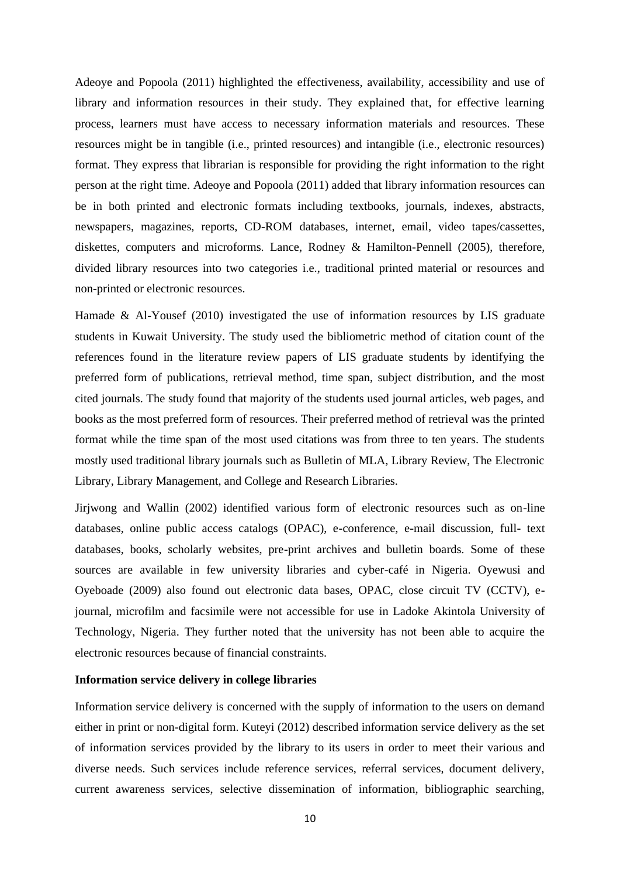Adeoye and Popoola (2011) highlighted the effectiveness, availability, accessibility and use of library and information resources in their study. They explained that, for effective learning process, learners must have access to necessary information materials and resources. These resources might be in tangible (i.e., printed resources) and intangible (i.e., electronic resources) format. They express that librarian is responsible for providing the right information to the right person at the right time. Adeoye and Popoola (2011) added that library information resources can be in both printed and electronic formats including textbooks, journals, indexes, abstracts, newspapers, magazines, reports, CD-ROM databases, internet, email, video tapes/cassettes, diskettes, computers and microforms. Lance, Rodney & Hamilton-Pennell (2005), therefore, divided library resources into two categories i.e., traditional printed material or resources and non-printed or electronic resources.

Hamade & Al-Yousef (2010) investigated the use of information resources by LIS graduate students in Kuwait University. The study used the bibliometric method of citation count of the references found in the literature review papers of LIS graduate students by identifying the preferred form of publications, retrieval method, time span, subject distribution, and the most cited journals. The study found that majority of the students used journal articles, web pages, and books as the most preferred form of resources. Their preferred method of retrieval was the printed format while the time span of the most used citations was from three to ten years. The students mostly used traditional library journals such as Bulletin of MLA, Library Review, The Electronic Library, Library Management, and College and Research Libraries.

Jirjwong and Wallin (2002) identified various form of electronic resources such as on-line databases, online public access catalogs (OPAC), e-conference, e-mail discussion, full- text databases, books, scholarly websites, pre-print archives and bulletin boards. Some of these sources are available in few university libraries and cyber-café in Nigeria. Oyewusi and Oyeboade (2009) also found out electronic data bases, OPAC, close circuit TV (CCTV), e-journal, microfilm and facsimile were not accessible for use in Ladoke Akintola University of Technology, Nigeria. They further noted that the university has not been able to acquire the electronic resources because of financial constraints.

**Information service delivery in college libraries**

Information service delivery is concerned with the supply of information to the users on demand either in print or non-digital form. Kuteyi (2012) described information service delivery as the set of information services provided by the library to its users in order to meet their various and diverse needs. Such services include reference services, referral services, document delivery, current awareness services, selective dissemination of information, bibliographic searching,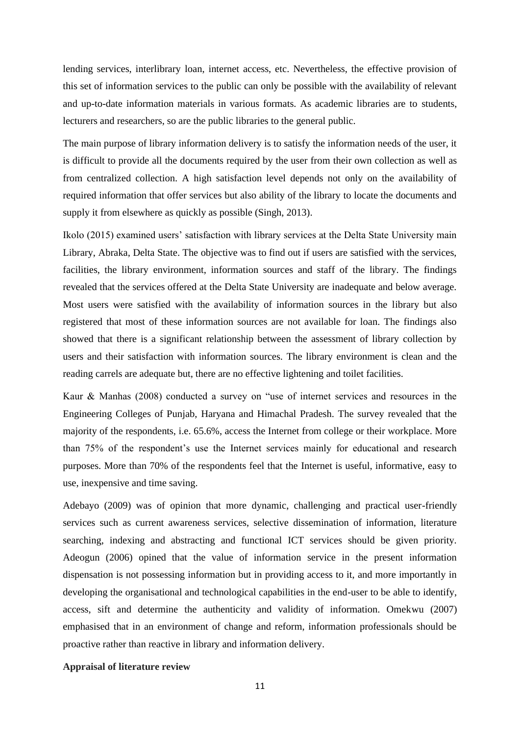lending services, interlibrary loan, internet access, etc. Nevertheless, the effective provision of this set of information services to the public can only be possible with the availability of relevant and up-to-date information materials in various formats. As academic libraries are to students, lecturers and researchers, so are the public libraries to the general public.

The main purpose of library information delivery is to satisfy the information needs of the user, it is difficult to provide all the documents required by the user from their own collection as well as from centralized collection. A high satisfaction level depends not only on the availability of required information that offer services but also ability of the library to locate the documents and supply it from elsewhere as quickly as possible (Singh, 2013).

Ikolo (2015) examined users' satisfaction with library services at the Delta State University main Library, Abraka, Delta State. The objective was to find out if users are satisfied with the services, facilities, the library environment, information sources and staff of the library. The findings revealed that the services offered at the Delta State University are inadequate and below average. Most users were satisfied with the availability of information sources in the library but also registered that most of these information sources are not available for loan. The findings also showed that there is a significant relationship between the assessment of library collection by users and their satisfaction with information sources. The library environment is clean and the reading carrels are adequate but, there are no effective lightening and toilet facilities.

Kaur & Manhas (2008) conducted a survey on "use of internet services and resources in the Engineering Colleges of Punjab, Haryana and Himachal Pradesh. The survey revealed that the majority of the respondents, i.e. 65.6%, access the Internet from college or their workplace. More than 75% of the respondent's use the Internet services mainly for educational and research purposes. More than 70% of the respondents feel that the Internet is useful, informative, easy to use, inexpensive and time saving.

Adebayo (2009) was of opinion that more dynamic, challenging and practical user-friendly services such as current awareness services, selective dissemination of information, literature searching, indexing and abstracting and functional ICT services should be given priority. Adeogun (2006) opined that the value of information service in the present information dispensation is not possessing information but in providing access to it, and more importantly in developing the organisational and technological capabilities in the end-user to be able to identify, access, sift and determine the authenticity and validity of information. Omekwu (2007) emphasised that in an environment of change and reform, information professionals should be proactive rather than reactive in library and information delivery.

**Appraisal of literature review**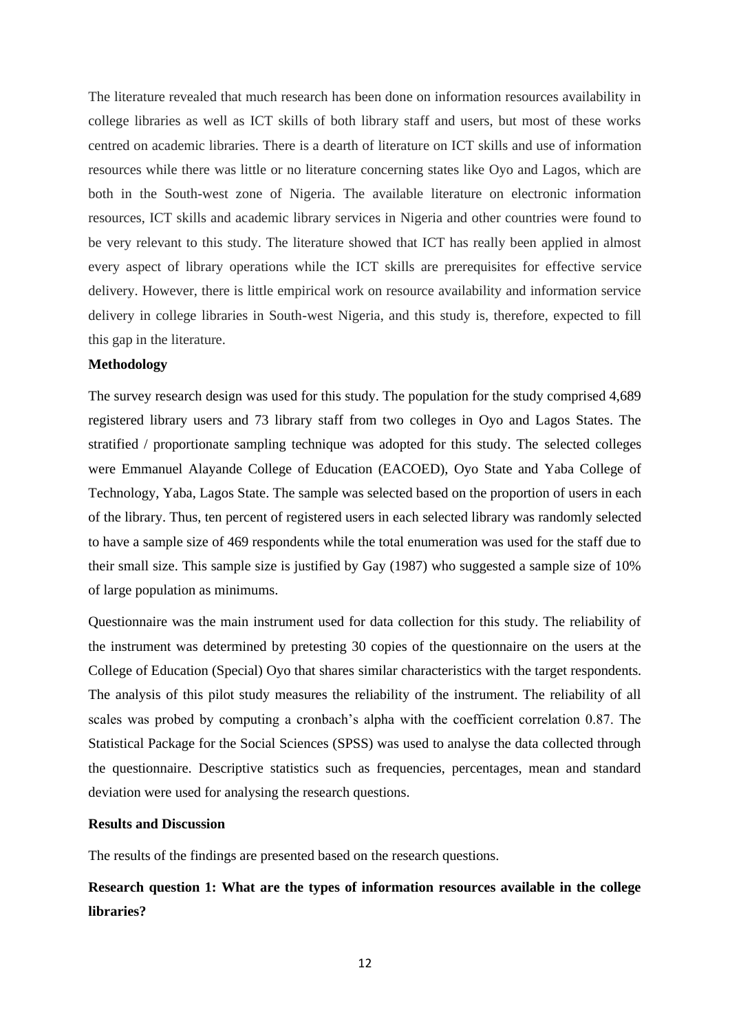The literature revealed that much research has been done on information resources availability in college libraries as well as ICT skills of both library staff and users, but most of these works centred on academic libraries. There is a dearth of literature on ICT skills and use of information resources while there was little or no literature concerning states like Oyo and Lagos, which are both in the South-west zone of Nigeria. The available literature on electronic information resources, ICT skills and academic library services in Nigeria and other countries were found to be very relevant to this study. The literature showed that ICT has really been applied in almost every aspect of library operations while the ICT skills are prerequisites for effective service delivery. However, there is little empirical work on resource availability and information service delivery in college libraries in South-west Nigeria, and this study is, therefore, expected to fill this gap in the literature.

**Methodology**

The survey research design was used for this study. The population for the study comprised 4,689 registered library users and 73 library staff from two colleges in Oyo and Lagos States. The stratified / proportionate sampling technique was adopted for this study. The selected colleges were Emmanuel Alayande College of Education (EACOED), Oyo State and Yaba College of Technology, Yaba, Lagos State. The sample was selected based on the proportion of users in each of the library. Thus, ten percent of registered users in each selected library was randomly selected to have a sample size of 469 respondents while the total enumeration was used for the staff due to their small size. This sample size is justified by Gay (1987) who suggested a sample size of 10% of large population as minimums.

Questionnaire was the main instrument used for data collection for this study. The reliability of the instrument was determined by pretesting 30 copies of the questionnaire on the users at the College of Education (Special) Oyo that shares similar characteristics with the target respondents. The analysis of this pilot study measures the reliability of the instrument. The reliability of all scales was probed by computing a cronbach's alpha with the coefficient correlation 0.87. The Statistical Package for the Social Sciences (SPSS) was used to analyse the data collected through the questionnaire. Descriptive statistics such as frequencies, percentages, mean and standard deviation were used for analysing the research questions.

**Results and Discussion**

The results of the findings are presented based on the research questions.

**Research question 1: What are the types of information resources available in the college libraries?**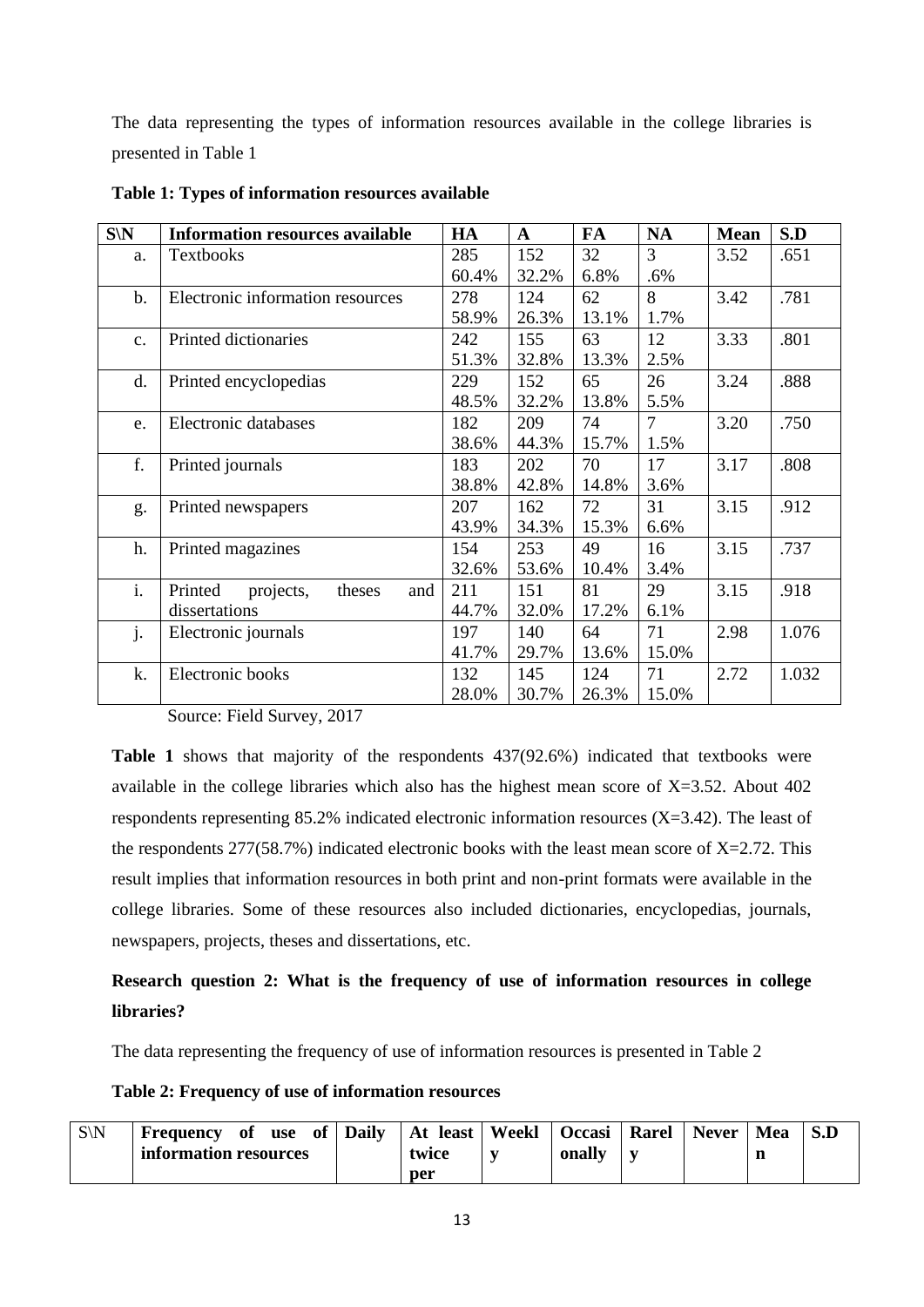The data representing the types of information resources available in the college libraries is presented in Table 1

**Table 1: Types of information resources available**

| S\N | Information resources available | HA | A | FA | NA | Mean | S.D |
|---|---|---|---|---|---|---|---|
| a. | Textbooks | 285 60.4% | 152 32.2% | 32 6.8% | 3 .6% | 3.52 | .651 |
| b. | Electronic information resources | 278 58.9% | 124 26.3% | 62 13.1% | 8 1.7% | 3.42 | .781 |
| c. | Printed dictionaries | 242 51.3% | 155 32.8% | 63 13.3% | 12 2.5% | 3.33 | .801 |
| d. | Printed encyclopedias | 229 48.5% | 152 32.2% | 65 13.8% | 26 5.5% | 3.24 | .888 |
| e. | Electronic databases | 182 38.6% | 209 44.3% | 74 15.7% | 7 1.5% | 3.20 | .750 |
| f. | Printed journals | 183 38.8% | 202 42.8% | 70 14.8% | 17 3.6% | 3.17 | .808 |
| g. | Printed newspapers | 207 43.9% | 162 34.3% | 72 15.3% | 31 6.6% | 3.15 | .912 |
| h. | Printed magazines | 154 32.6% | 253 53.6% | 49 10.4% | 16 3.4% | 3.15 | .737 |
| i. | Printed projects, theses and dissertations | 211 44.7% | 151 32.0% | 81 17.2% | 29 6.1% | 3.15 | .918 |
| j. | Electronic journals | 197 41.7% | 140 29.7% | 64 13.6% | 71 15.0% | 2.98 | 1.076 |
| k. | Electronic books | 132 28.0% | 145 30.7% | 124 26.3% | 71 15.0% | 2.72 | 1.032 |

Source: Field Survey, 2017

**Table 1** shows that majority of the respondents 437(92.6%) indicated that textbooks were available in the college libraries which also has the highest mean score of X=3.52. About 402 respondents representing 85.2% indicated electronic information resources (X=3.42). The least of the respondents 277(58.7%) indicated electronic books with the least mean score of X=2.72. This result implies that information resources in both print and non-print formats were available in the college libraries. Some of these resources also included dictionaries, encyclopedias, journals, newspapers, projects, theses and dissertations, etc.

**Research question 2: What is the frequency of use of information resources in college libraries?**

The data representing the frequency of use of information resources is presented in Table 2

**Table 2: Frequency of use of information resources**

| S\N | Frequency of use of information resources | Daily | At least twice per | Weekly | Occasionally | Rarely | Never | Mean | S.D |
|---|---|---|---|---|---|---|---|---|---|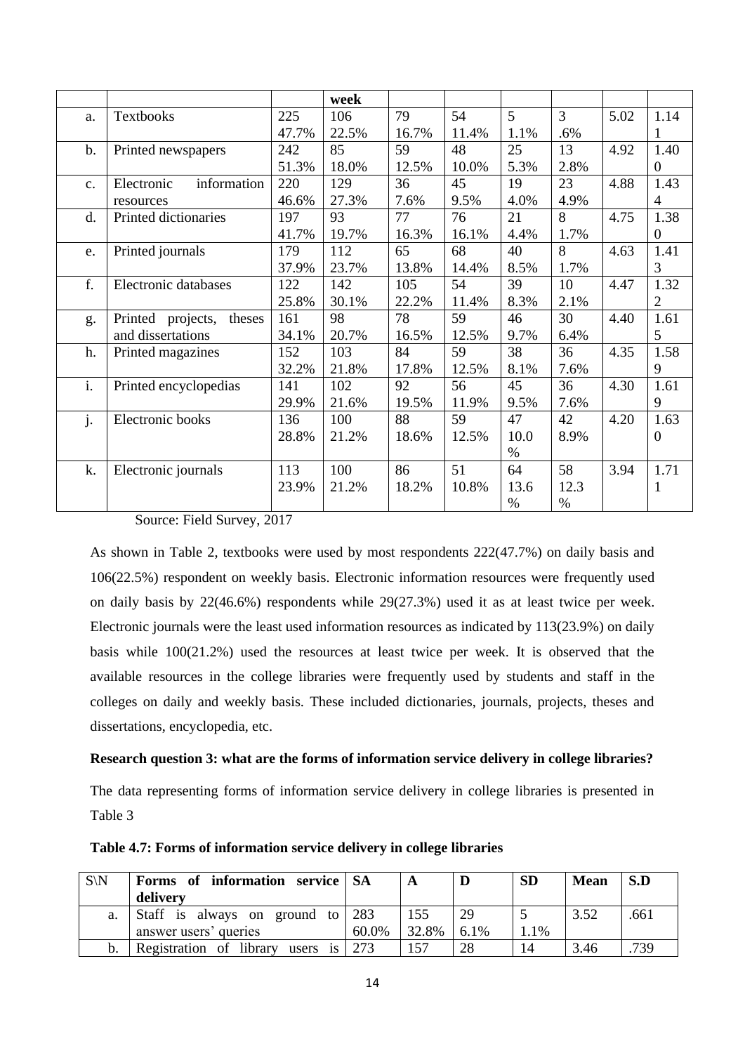| | | | week | | | | | | |
|---|---|---|---|---|---|---|---|---|---|
| a. | Textbooks | 225<br>47.7% | 106<br>22.5% | 79<br>16.7% | 54<br>11.4% | 5<br>1.1% | 3<br>.6% | 5.02 | 1.141 |
| b. | Printed newspapers | 242<br>51.3% | 85<br>18.0% | 59<br>12.5% | 48<br>10.0% | 25<br>5.3% | 13<br>2.8% | 4.92 | 1.400 |
| c. | Electronic information resources | 220<br>46.6% | 129<br>27.3% | 36<br>7.6% | 45<br>9.5% | 19<br>4.0% | 23<br>4.9% | 4.88 | 1.434 |
| d. | Printed dictionaries | 197<br>41.7% | 93<br>19.7% | 77<br>16.3% | 76<br>16.1% | 21<br>4.4% | 8<br>1.7% | 4.75 | 1.380 |
| e. | Printed journals | 179<br>37.9% | 112<br>23.7% | 65<br>13.8% | 68<br>14.4% | 40<br>8.5% | 8<br>1.7% | 4.63 | 1.413 |
| f. | Electronic databases | 122<br>25.8% | 142<br>30.1% | 105<br>22.2% | 54<br>11.4% | 39<br>8.3% | 10<br>2.1% | 4.47 | 1.322 |
| g. | Printed projects, theses and dissertations | 161<br>34.1% | 98<br>20.7% | 78<br>16.5% | 59<br>12.5% | 46<br>9.7% | 30<br>6.4% | 4.40 | 1.615 |
| h. | Printed magazines | 152<br>32.2% | 103<br>21.8% | 84<br>17.8% | 59<br>12.5% | 38<br>8.1% | 36<br>7.6% | 4.35 | 1.589 |
| i. | Printed encyclopedias | 141<br>29.9% | 102<br>21.6% | 92<br>19.5% | 56<br>11.9% | 45<br>9.5% | 36<br>7.6% | 4.30 | 1.619 |
| j. | Electronic books | 136<br>28.8% | 100<br>21.2% | 88<br>18.6% | 59<br>12.5% | 47<br>10.0% | 42<br>8.9% | 4.20 | 1.630 |
| k. | Electronic journals | 113<br>23.9% | 100<br>21.2% | 86<br>18.2% | 51<br>10.8% | 64<br>13.6% | 58<br>12.3% | 3.94 | 1.711 |

Source: Field Survey, 2017

As shown in Table 2, textbooks were used by most respondents 222(47.7%) on daily basis and 106(22.5%) respondent on weekly basis. Electronic information resources were frequently used on daily basis by 22(46.6%) respondents while 29(27.3%) used it as at least twice per week. Electronic journals were the least used information resources as indicated by 113(23.9%) on daily basis while 100(21.2%) used the resources at least twice per week. It is observed that the available resources in the college libraries were frequently used by students and staff in the colleges on daily and weekly basis. These included dictionaries, journals, projects, theses and dissertations, encyclopedia, etc.

**Research question 3: what are the forms of information service delivery in college libraries?**

The data representing forms of information service delivery in college libraries is presented in Table 3

**Table 4.7: Forms of information service delivery in college libraries**

| S\N | Forms of information service delivery | SA | A | D | SD | Mean | S.D |
|---|---|---|---|---|---|---|---|
| a. | Staff is always on ground to answer users' queries | 283<br>60.0% | 155<br>32.8% | 29<br>6.1% | 5<br>1.1% | 3.52 | .661 |
| b. | Registration of library users is | 273 | 157 | 28 | 14 | 3.46 | .739 |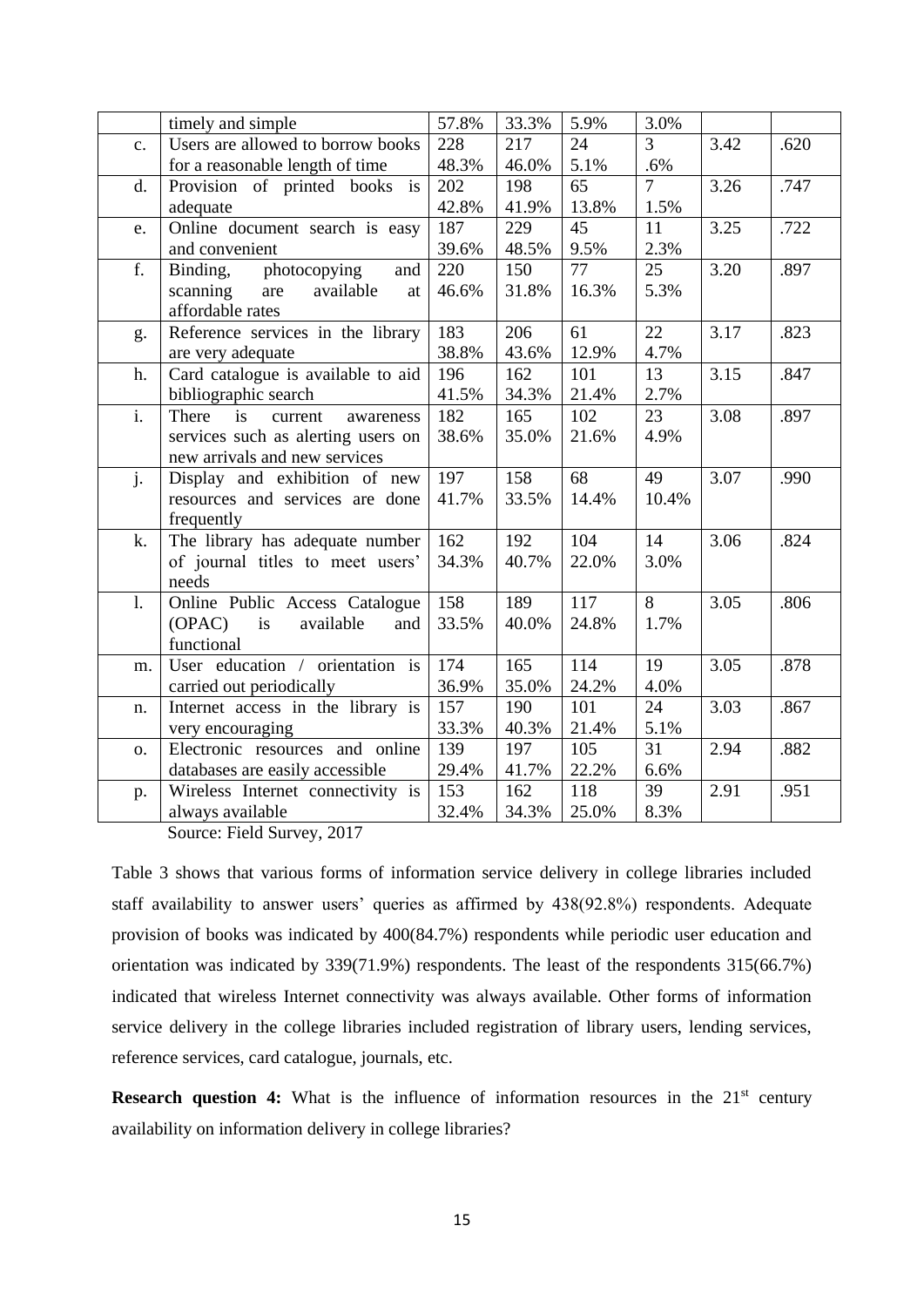|  | timely and simple | 57.8% | 33.3% | 5.9% | 3.0% |  |  |
|---|---|---|---|---|---|---|---|
| c. | Users are allowed to borrow books for a reasonable length of time | 228<br>48.3% | 217<br>46.0% | 24<br>5.1% | 3<br>.6% | 3.42 | .620 |
| d. | Provision of printed books is adequate | 202<br>42.8% | 198<br>41.9% | 65<br>13.8% | 7<br>1.5% | 3.26 | .747 |
| e. | Online document search is easy and convenient | 187<br>39.6% | 229<br>48.5% | 45<br>9.5% | 11<br>2.3% | 3.25 | .722 |
| f. | Binding, photocopying and scanning are available at affordable rates | 220<br>46.6% | 150<br>31.8% | 77<br>16.3% | 25<br>5.3% | 3.20 | .897 |
| g. | Reference services in the library are very adequate | 183<br>38.8% | 206<br>43.6% | 61<br>12.9% | 22<br>4.7% | 3.17 | .823 |
| h. | Card catalogue is available to aid bibliographic search | 196<br>41.5% | 162<br>34.3% | 101<br>21.4% | 13<br>2.7% | 3.15 | .847 |
| i. | There is current awareness services such as alerting users on new arrivals and new services | 182<br>38.6% | 165<br>35.0% | 102<br>21.6% | 23<br>4.9% | 3.08 | .897 |
| j. | Display and exhibition of new resources and services are done frequently | 197<br>41.7% | 158<br>33.5% | 68<br>14.4% | 49<br>10.4% | 3.07 | .990 |
| k. | The library has adequate number of journal titles to meet users' needs | 162<br>34.3% | 192<br>40.7% | 104<br>22.0% | 14<br>3.0% | 3.06 | .824 |
| l. | Online Public Access Catalogue (OPAC) is available and functional | 158<br>33.5% | 189<br>40.0% | 117<br>24.8% | 8<br>1.7% | 3.05 | .806 |
| m. | User education / orientation is carried out periodically | 174<br>36.9% | 165<br>35.0% | 114<br>24.2% | 19<br>4.0% | 3.05 | .878 |
| n. | Internet access in the library is very encouraging | 157<br>33.3% | 190<br>40.3% | 101<br>21.4% | 24<br>5.1% | 3.03 | .867 |
| o. | Electronic resources and online databases are easily accessible | 139<br>29.4% | 197<br>41.7% | 105<br>22.2% | 31<br>6.6% | 2.94 | .882 |
| p. | Wireless Internet connectivity is always available | 153<br>32.4% | 162<br>34.3% | 118<br>25.0% | 39<br>8.3% | 2.91 | .951 |

Source: Field Survey, 2017

Table 3 shows that various forms of information service delivery in college libraries included staff availability to answer users' queries as affirmed by 438(92.8%) respondents. Adequate provision of books was indicated by 400(84.7%) respondents while periodic user education and orientation was indicated by 339(71.9%) respondents. The least of the respondents 315(66.7%) indicated that wireless Internet connectivity was always available. Other forms of information service delivery in the college libraries included registration of library users, lending services, reference services, card catalogue, journals, etc.

**Research question 4:** What is the influence of information resources in the 21st century availability on information delivery in college libraries?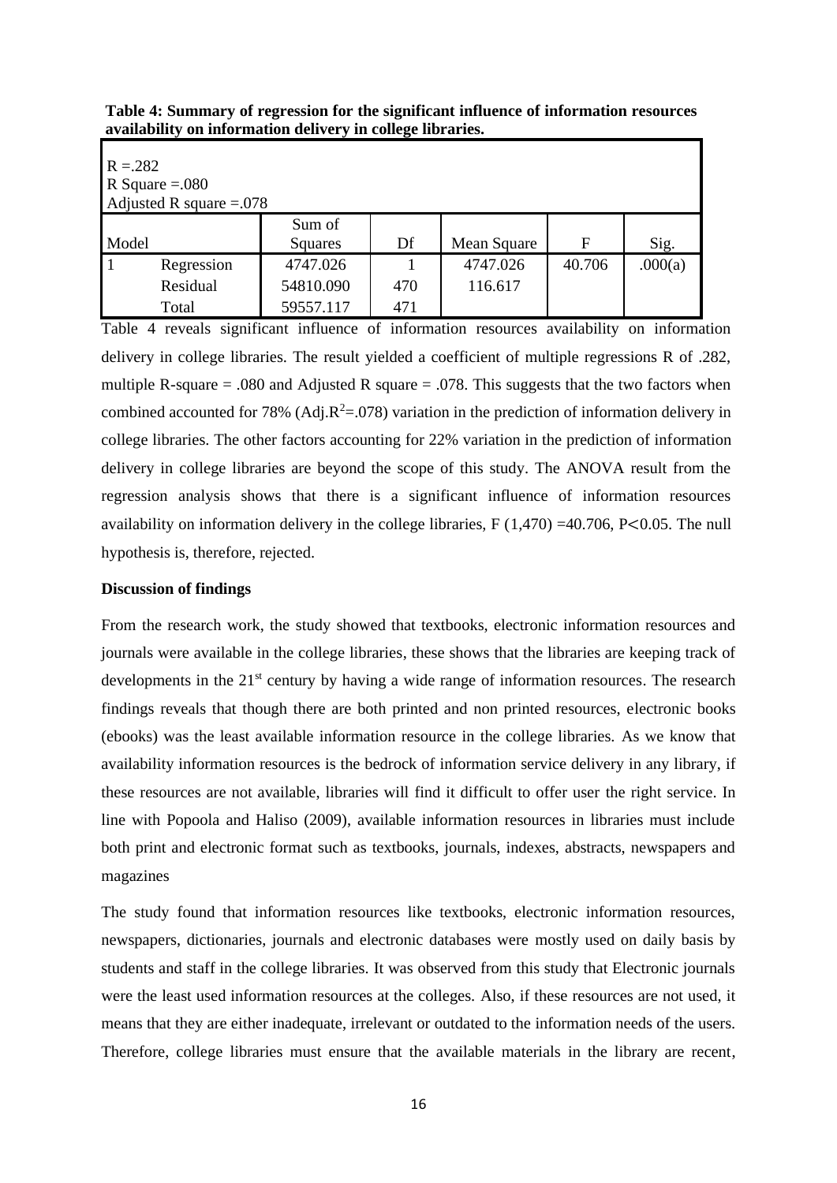**Table 4: Summary of regression for the significant influence of information resources availability on information delivery in college libraries.**

| R =.282<br>R Square =.080<br>Adjusted R square =.078 | | | | | | |
|---|---|---|---|---|---|---|
| Model | | Sum of Squares | Df | Mean Square | F | Sig. |
| 1 | Regression | 4747.026 | 1 | 4747.026 | 40.706 | .000(a) |
| | Residual | 54810.090 | 470 | 116.617 | | |
| | Total | 59557.117 | 471 | | | |

Table 4 reveals significant influence of information resources availability on information delivery in college libraries. The result yielded a coefficient of multiple regressions R of .282, multiple R-square = .080 and Adjusted R square = .078. This suggests that the two factors when combined accounted for 78% (Adj.$R^2$=.078) variation in the prediction of information delivery in college libraries. The other factors accounting for 22% variation in the prediction of information delivery in college libraries are beyond the scope of this study. The ANOVA result from the regression analysis shows that there is a significant influence of information resources availability on information delivery in the college libraries, $F(1,470) = 40.706$, $P < 0.05$. The null hypothesis is, therefore, rejected.

**Discussion of findings**

From the research work, the study showed that textbooks, electronic information resources and journals were available in the college libraries, these shows that the libraries are keeping track of developments in the 21st century by having a wide range of information resources. The research findings reveals that though there are both printed and non printed resources, electronic books (ebooks) was the least available information resource in the college libraries. As we know that availability information resources is the bedrock of information service delivery in any library, if these resources are not available, libraries will find it difficult to offer user the right service. In line with Popoola and Haliso (2009), available information resources in libraries must include both print and electronic format such as textbooks, journals, indexes, abstracts, newspapers and magazines

The study found that information resources like textbooks, electronic information resources, newspapers, dictionaries, journals and electronic databases were mostly used on daily basis by students and staff in the college libraries. It was observed from this study that Electronic journals were the least used information resources at the colleges. Also, if these resources are not used, it means that they are either inadequate, irrelevant or outdated to the information needs of the users. Therefore, college libraries must ensure that the available materials in the library are recent,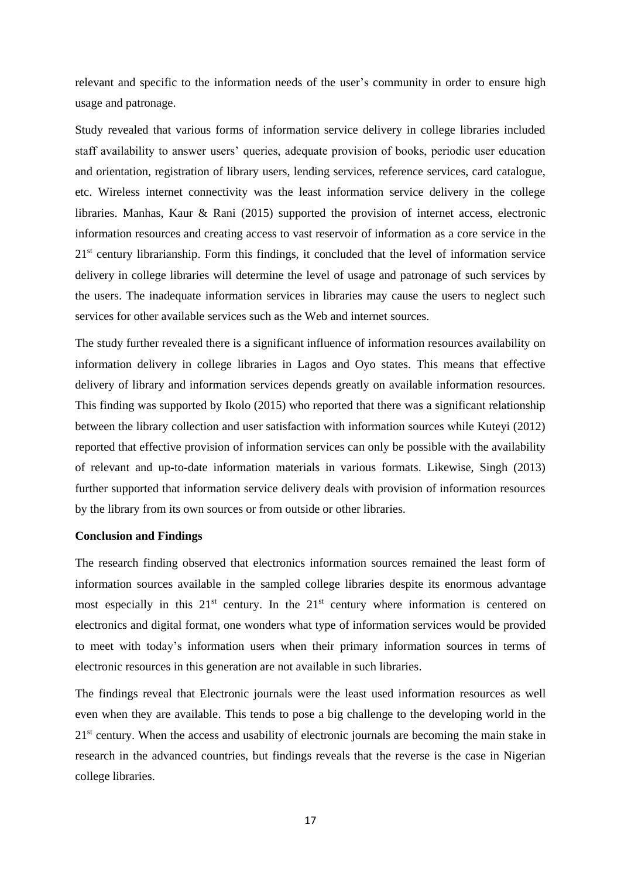relevant and specific to the information needs of the user's community in order to ensure high usage and patronage.

Study revealed that various forms of information service delivery in college libraries included staff availability to answer users' queries, adequate provision of books, periodic user education and orientation, registration of library users, lending services, reference services, card catalogue, etc. Wireless internet connectivity was the least information service delivery in the college libraries. Manhas, Kaur & Rani (2015) supported the provision of internet access, electronic information resources and creating access to vast reservoir of information as a core service in the 21st century librarianship. Form this findings, it concluded that the level of information service delivery in college libraries will determine the level of usage and patronage of such services by the users. The inadequate information services in libraries may cause the users to neglect such services for other available services such as the Web and internet sources.

The study further revealed there is a significant influence of information resources availability on information delivery in college libraries in Lagos and Oyo states. This means that effective delivery of library and information services depends greatly on available information resources. This finding was supported by Ikolo (2015) who reported that there was a significant relationship between the library collection and user satisfaction with information sources while Kuteyi (2012) reported that effective provision of information services can only be possible with the availability of relevant and up-to-date information materials in various formats. Likewise, Singh (2013) further supported that information service delivery deals with provision of information resources by the library from its own sources or from outside or other libraries.

**Conclusion and Findings**

The research finding observed that electronics information sources remained the least form of information sources available in the sampled college libraries despite its enormous advantage most especially in this 21st century. In the 21st century where information is centered on electronics and digital format, one wonders what type of information services would be provided to meet with today's information users when their primary information sources in terms of electronic resources in this generation are not available in such libraries.

The findings reveal that Electronic journals were the least used information resources as well even when they are available. This tends to pose a big challenge to the developing world in the 21st century. When the access and usability of electronic journals are becoming the main stake in research in the advanced countries, but findings reveals that the reverse is the case in Nigerian college libraries.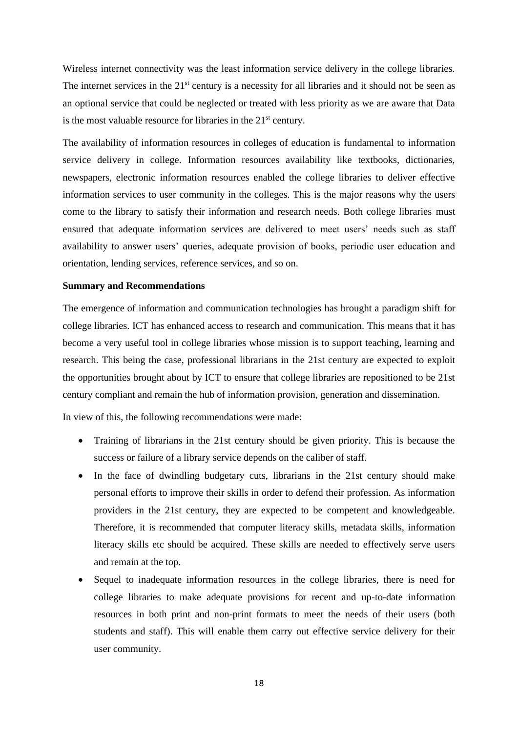Wireless internet connectivity was the least information service delivery in the college libraries. The internet services in the 21st century is a necessity for all libraries and it should not be seen as an optional service that could be neglected or treated with less priority as we are aware that Data is the most valuable resource for libraries in the 21st century.

The availability of information resources in colleges of education is fundamental to information service delivery in college. Information resources availability like textbooks, dictionaries, newspapers, electronic information resources enabled the college libraries to deliver effective information services to user community in the colleges. This is the major reasons why the users come to the library to satisfy their information and research needs. Both college libraries must ensured that adequate information services are delivered to meet users' needs such as staff availability to answer users' queries, adequate provision of books, periodic user education and orientation, lending services, reference services, and so on.

**Summary and Recommendations**

The emergence of information and communication technologies has brought a paradigm shift for college libraries. ICT has enhanced access to research and communication. This means that it has become a very useful tool in college libraries whose mission is to support teaching, learning and research. This being the case, professional librarians in the 21st century are expected to exploit the opportunities brought about by ICT to ensure that college libraries are repositioned to be 21st century compliant and remain the hub of information provision, generation and dissemination.

In view of this, the following recommendations were made:

- Training of librarians in the 21st century should be given priority. This is because the success or failure of a library service depends on the caliber of staff.
- In the face of dwindling budgetary cuts, librarians in the 21st century should make personal efforts to improve their skills in order to defend their profession. As information providers in the 21st century, they are expected to be competent and knowledgeable. Therefore, it is recommended that computer literacy skills, metadata skills, information literacy skills etc should be acquired. These skills are needed to effectively serve users and remain at the top.
- Sequel to inadequate information resources in the college libraries, there is need for college libraries to make adequate provisions for recent and up-to-date information resources in both print and non-print formats to meet the needs of their users (both students and staff). This will enable them carry out effective service delivery for their user community.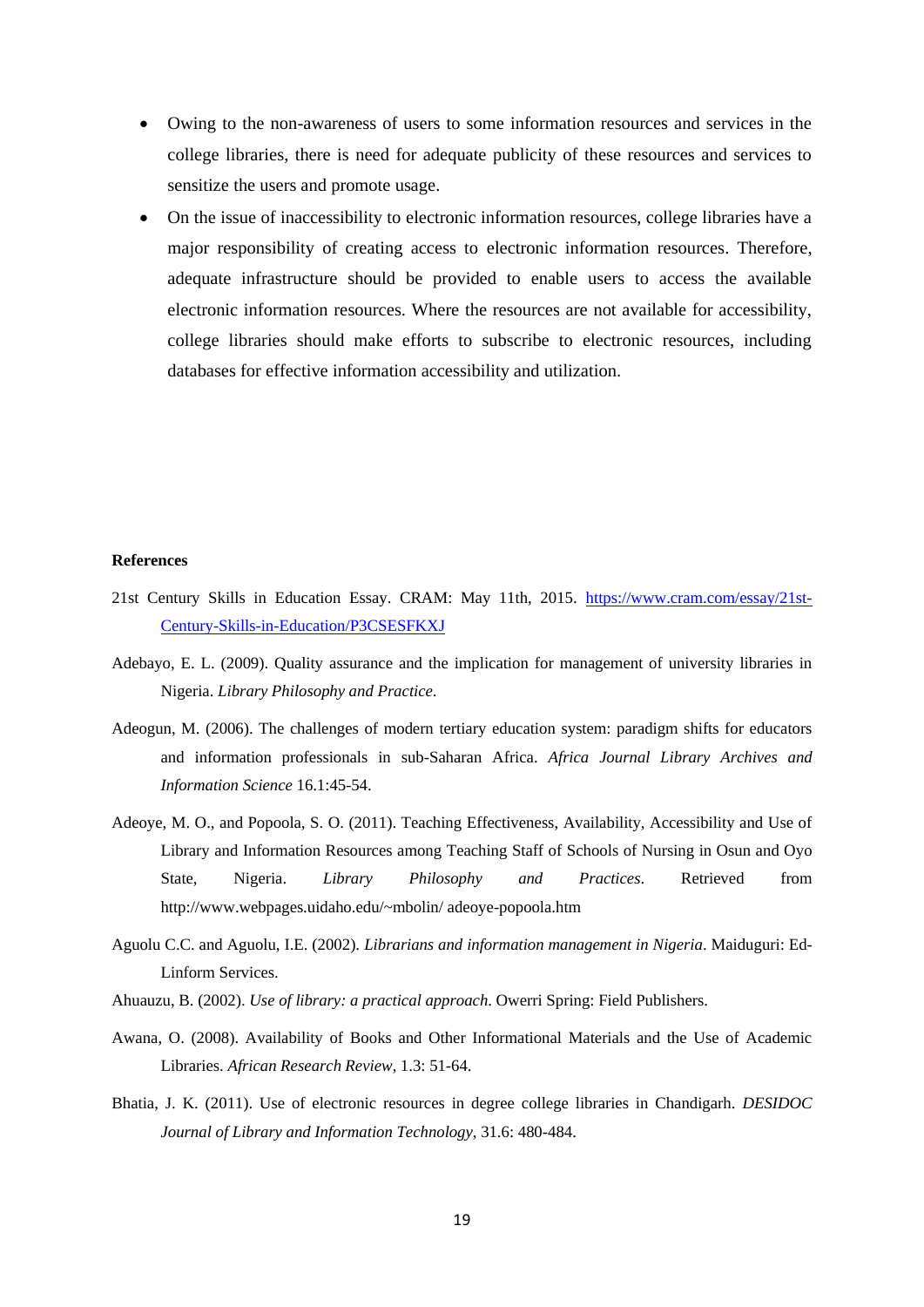- Owing to the non-awareness of users to some information resources and services in the college libraries, there is need for adequate publicity of these resources and services to sensitize the users and promote usage.
- On the issue of inaccessibility to electronic information resources, college libraries have a major responsibility of creating access to electronic information resources. Therefore, adequate infrastructure should be provided to enable users to access the available electronic information resources. Where the resources are not available for accessibility, college libraries should make efforts to subscribe to electronic resources, including databases for effective information accessibility and utilization.

**References**

21st Century Skills in Education Essay. CRAM: May 11th, 2015. https://www.cram.com/essay/21st-Century-Skills-in-Education/P3CSESFKXJ

Adebayo, E. L. (2009). Quality assurance and the implication for management of university libraries in Nigeria. *Library Philosophy and Practice*.

Adeogun, M. (2006). The challenges of modern tertiary education system: paradigm shifts for educators and information professionals in sub-Saharan Africa. *Africa Journal Library Archives and Information Science* 16.1:45-54.

Adeoye, M. O., and Popoola, S. O. (2011). Teaching Effectiveness, Availability, Accessibility and Use of Library and Information Resources among Teaching Staff of Schools of Nursing in Osun and Oyo State, Nigeria. *Library Philosophy and Practices*. Retrieved from http://www.webpages.uidaho.edu/~mbolin/ adeoye-popoola.htm

Aguolu C.C. and Aguolu, I.E. (2002). *Librarians and information management in Nigeria*. Maiduguri: Ed-Linform Services.

Ahuauzu, B. (2002). *Use of library: a practical approach*. Owerri Spring: Field Publishers.

Awana, O. (2008). Availability of Books and Other Informational Materials and the Use of Academic Libraries. *African Research Review*, 1.3: 51-64.

Bhatia, J. K. (2011). Use of electronic resources in degree college libraries in Chandigarh. *DESIDOC Journal of Library and Information Technology*, 31.6: 480-484.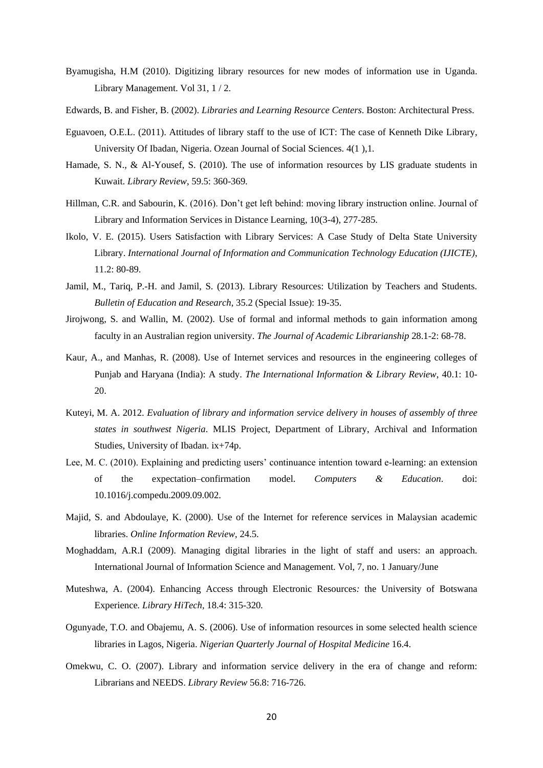Byamugisha, H.M (2010). Digitizing library resources for new modes of information use in Uganda. Library Management. Vol 31, 1 / 2.

Edwards, B. and Fisher, B. (2002). *Libraries and Learning Resource Centers*. Boston: Architectural Press.

Eguavoen, O.E.L. (2011). Attitudes of library staff to the use of ICT: The case of Kenneth Dike Library, University Of Ibadan, Nigeria. Ozean Journal of Social Sciences. 4(1 ),1.

Hamade, S. N., & Al-Yousef, S. (2010). The use of information resources by LIS graduate students in Kuwait. *Library Review*, 59.5: 360-369.

Hillman, C.R. and Sabourin, K. (2016). Don't get left behind: moving library instruction online. Journal of Library and Information Services in Distance Learning, 10(3-4), 277-285.

Ikolo, V. E. (2015). Users Satisfaction with Library Services: A Case Study of Delta State University Library. *International Journal of Information and Communication Technology Education (IJICTE)*, 11.2: 80-89.

Jamil, M., Tariq, P.-H. and Jamil, S. (2013). Library Resources: Utilization by Teachers and Students. *Bulletin of Education and Research*, 35.2 (Special Issue): 19-35.

Jirojwong, S. and Wallin, M. (2002). Use of formal and informal methods to gain information among faculty in an Australian region university. *The Journal of Academic Librarianship* 28.1-2: 68-78.

Kaur, A., and Manhas, R. (2008). Use of Internet services and resources in the engineering colleges of Punjab and Haryana (India): A study. *The International Information & Library Review*, 40.1: 10-20.

Kuteyi, M. A. 2012. *Evaluation of library and information service delivery in houses of assembly of three states in southwest Nigeria*. MLIS Project, Department of Library, Archival and Information Studies, University of Ibadan. ix+74p.

Lee, M. C. (2010). Explaining and predicting users' continuance intention toward e-learning: an extension of the expectation–confirmation model. *Computers & Education*. doi: 10.1016/j.compedu.2009.09.002.

Majid, S. and Abdoulaye, K. (2000). Use of the Internet for reference services in Malaysian academic libraries. *Online Information Review*, 24.5.

Moghaddam, A.R.I (2009). Managing digital libraries in the light of staff and users: an approach. International Journal of Information Science and Management. Vol, 7, no. 1 January/June

Muteshwa, A. (2004). Enhancing Access through Electronic Resources*:* the University of Botswana Experience*. Library HiTech,* 18.4: 315-320*.*

Ogunyade, T.O. and Obajemu, A. S. (2006). Use of information resources in some selected health science libraries in Lagos, Nigeria. *Nigerian Quarterly Journal of Hospital Medicine* 16.4.

Omekwu, C. O. (2007). Library and information service delivery in the era of change and reform: Librarians and NEEDS. *Library Review* 56.8: 716-726.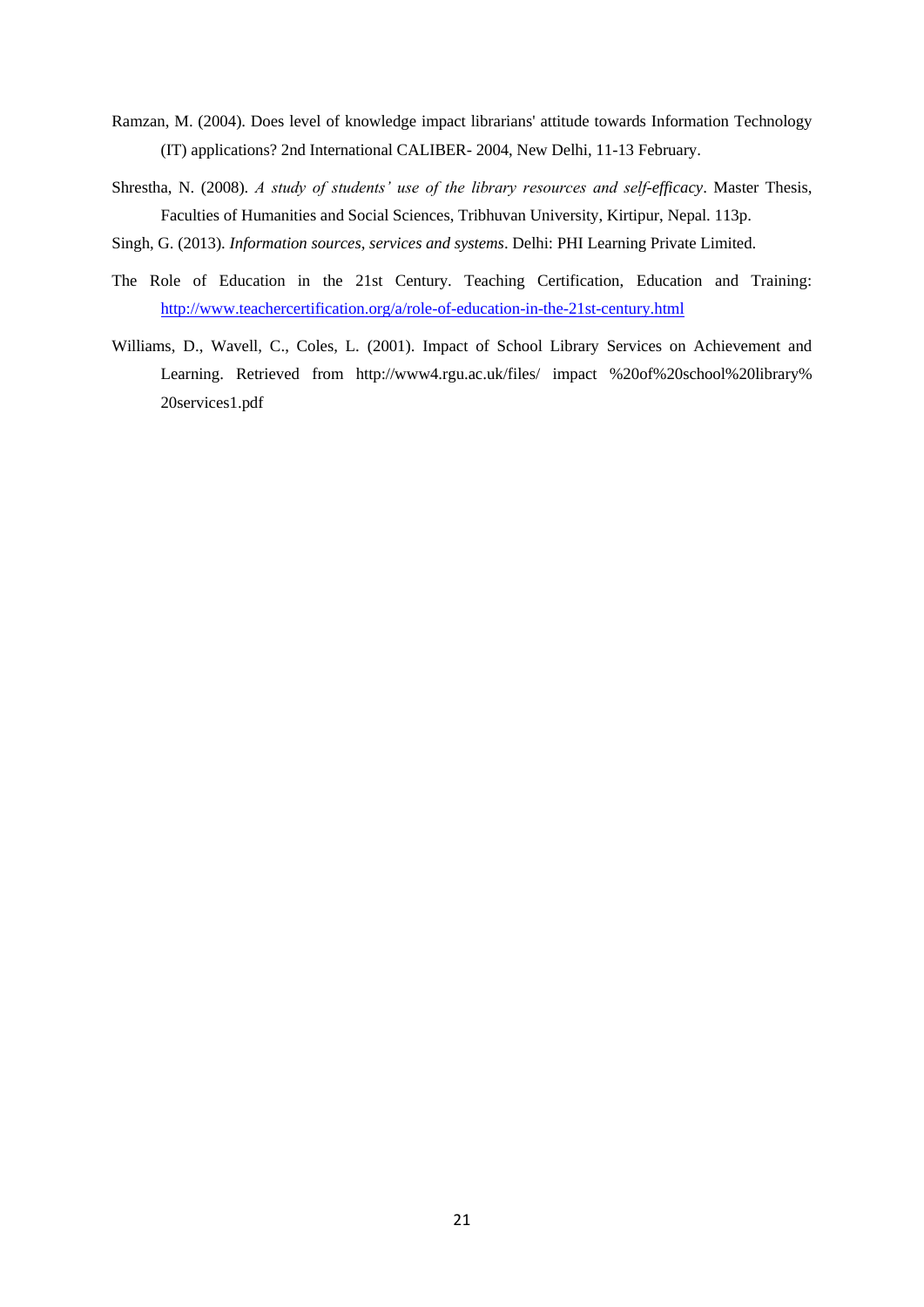Ramzan, M. (2004). Does level of knowledge impact librarians' attitude towards Information Technology (IT) applications? 2nd International CALIBER- 2004, New Delhi, 11-13 February.

Shrestha, N. (2008). *A study of students' use of the library resources and self-efficacy*. Master Thesis, Faculties of Humanities and Social Sciences, Tribhuvan University, Kirtipur, Nepal. 113p.

Singh, G. (2013). *Information sources, services and systems*. Delhi: PHI Learning Private Limited.

The Role of Education in the 21st Century. Teaching Certification, Education and Training: http://www.teachercertification.org/a/role-of-education-in-the-21st-century.html

Williams, D., Wavell, C., Coles, L. (2001). Impact of School Library Services on Achievement and Learning. Retrieved from http://www4.rgu.ac.uk/files/ impact %20of%20school%20library% 20services1.pdf